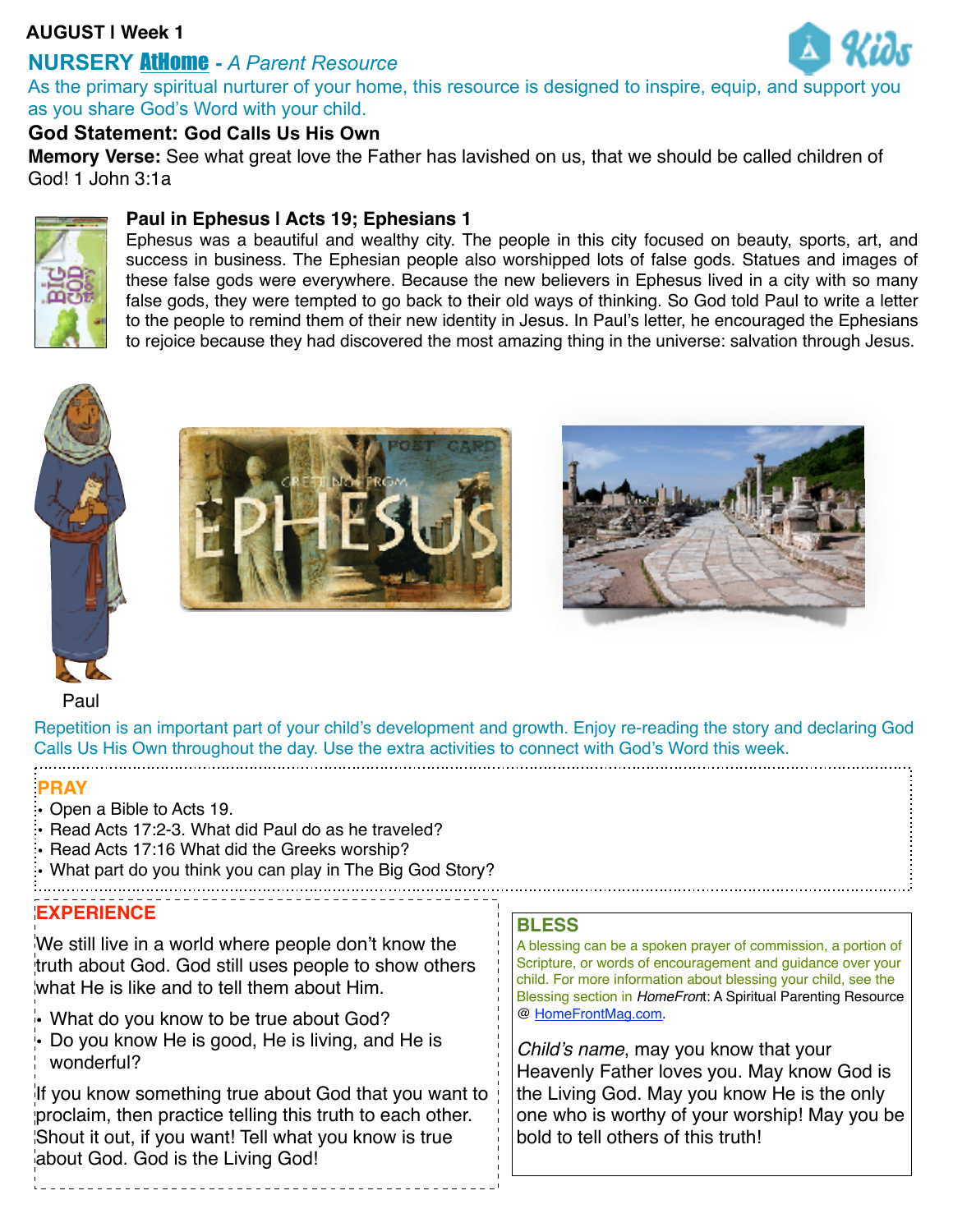**AUGUST | Week 1**

## NURSERY AtHome - *A Parent Resource*

As the primary spiritual nurturer of your home, this resource is designed to inspire, equip, and support you as you share God's Word with your child.

**God Statement: God Calls Us His Own**

**Memory Verse:** See what great love the Father has lavished on us, that we should be called children of God! 1 John 3:1a

### Paul in Ephesus | Acts 19; Ephesians 1

Ephesus was a beautiful and wealthy city. The people in this city focused on beauty, sports, art, and success in business. The Ephesian people also worshipped lots of false gods. Statues and images of these false gods were everywhere. Because the new believers in Ephesus lived in a city with so many false gods, they were tempted to go back to their old ways of thinking. So God told Paul to write a letter to the people to remind them of their new identity in Jesus. In Paul's letter, he encouraged the Ephesians to rejoice because they had discovered the most amazing thing in the universe: salvation through Jesus.

Paul

Repetition is an important part of your child's development and growth. Enjoy re-reading the story and declaring God Calls Us His Own throughout the day. Use the extra activities to connect with God's Word this week.

### PRAY

- Open a Bible to Acts 19.
- Read Acts 17:2-3. What did Paul do as he traveled?
- Read Acts 17:16 What did the Greeks worship?
- What part do you think you can play in The Big God Story?

### EXPERIENCE

We still live in a world where people don't know the truth about God. God still uses people to show others what He is like and to tell them about Him.

- What do you know to be true about God?
- Do you know He is good, He is living, and He is wonderful?

If you know something true about God that you want to proclaim, then practice telling this truth to each other. Shout it out, if you want! Tell what you know is true about God. God is the Living God!

### BLESS

A blessing can be a spoken prayer of commission, a portion of Scripture, or words of encouragement and guidance over your child. For more information about blessing your child, see the Blessing section in *HomeFront*: A Spiritual Parenting Resource @ HomeFrontMag.com.

*Child's name*, may you know that your Heavenly Father loves you. May know God is the Living God. May you know He is the only one who is worthy of your worship! May you be bold to tell others of this truth!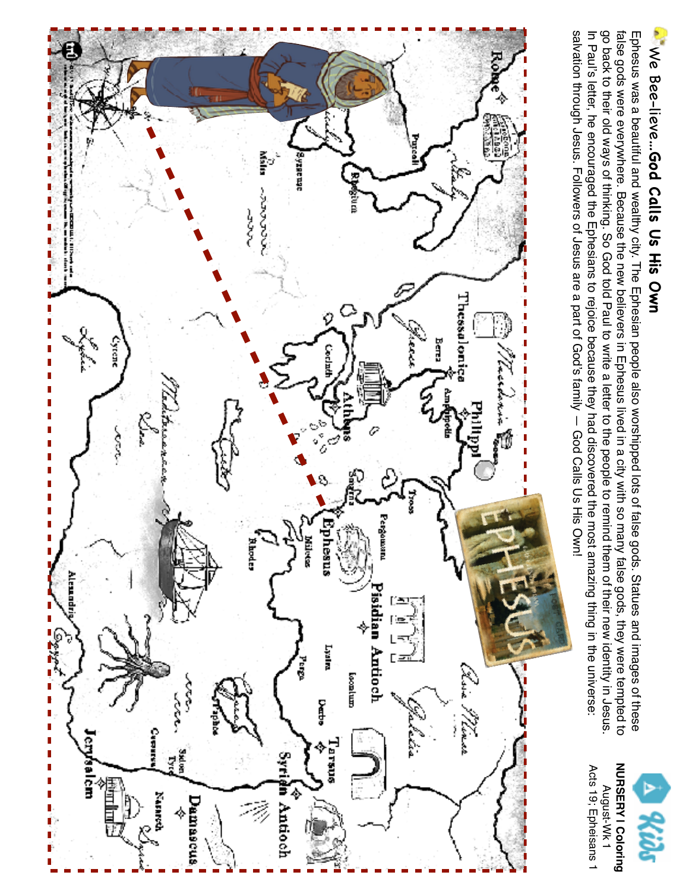# We Bee-lieve...God Calls Us His Own

**NURSERY I Coloring**
August-Wk 1
Acts 19; Ephesians 1

Ephesus was a beautiful and wealthy city. The Ephesian people also worshipped lots of false gods. Statues and images of these false gods were everywhere. Because the new believers in Ephesus lived in a city with so many false gods, they were tempted to go back to their old ways of thinking. So God told Paul to write a letter to the people to remind them of their new identity in Jesus. In Paul's letter, he encouraged the Ephesians to rejoice because they had discovered the most amazing thing in the universe: salvation through Jesus. Followers of Jesus are a part of God's family — God Calls Us His Own!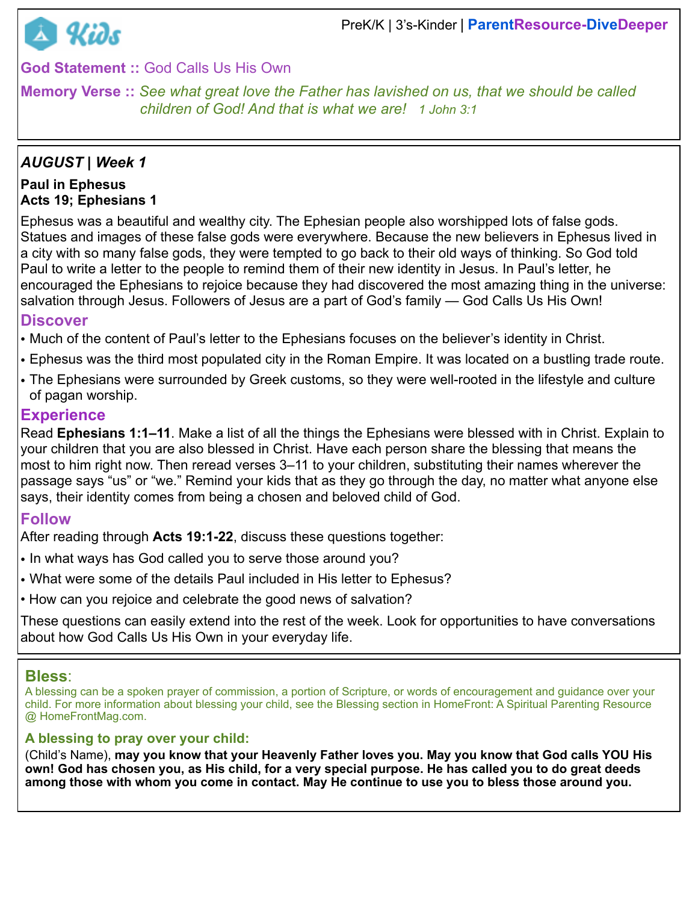Kids

PreK/K | 3's-Kinder | ParentResource-DiveDeeper

**God Statement ::** God Calls Us His Own

**Memory Verse ::** *See what great love the Father has lavished on us, that we should be called children of God! And that is what we are!* *1 John 3:1*

***AUGUST | Week 1***

**Paul in Ephesus**
**Acts 19; Ephesians 1**

Ephesus was a beautiful and wealthy city. The Ephesian people also worshipped lots of false gods. Statues and images of these false gods were everywhere. Because the new believers in Ephesus lived in a city with so many false gods, they were tempted to go back to their old ways of thinking. So God told Paul to write a letter to the people to remind them of their new identity in Jesus. In Paul's letter, he encouraged the Ephesians to rejoice because they had discovered the most amazing thing in the universe: salvation through Jesus. Followers of Jesus are a part of God's family — God Calls Us His Own!

## Discover

- Much of the content of Paul's letter to the Ephesians focuses on the believer's identity in Christ.
- Ephesus was the third most populated city in the Roman Empire. It was located on a bustling trade route.
- The Ephesians were surrounded by Greek customs, so they were well-rooted in the lifestyle and culture of pagan worship.

## Experience

Read **Ephesians 1:1–11**. Make a list of all the things the Ephesians were blessed with in Christ. Explain to your children that you are also blessed in Christ. Have each person share the blessing that means the most to him right now. Then reread verses 3–11 to your children, substituting their names wherever the passage says "us" or "we." Remind your kids that as they go through the day, no matter what anyone else says, their identity comes from being a chosen and beloved child of God.

## Follow

After reading through **Acts 19:1-22**, discuss these questions together:

- In what ways has God called you to serve those around you?
- What were some of the details Paul included in His letter to Ephesus?
- How can you rejoice and celebrate the good news of salvation?

These questions can easily extend into the rest of the week. Look for opportunities to have conversations about how God Calls Us His Own in your everyday life.

## Bless:

A blessing can be a spoken prayer of commission, a portion of Scripture, or words of encouragement and guidance over your child. For more information about blessing your child, see the Blessing section in HomeFront: A Spiritual Parenting Resource @ HomeFrontMag.com.

### A blessing to pray over your child:

(Child's Name), **may you know that your Heavenly Father loves you. May you know that God calls YOU His own! God has chosen you, as His child, for a very special purpose. He has called you to do great deeds among those with whom you come in contact. May He continue to use you to bless those around you.**